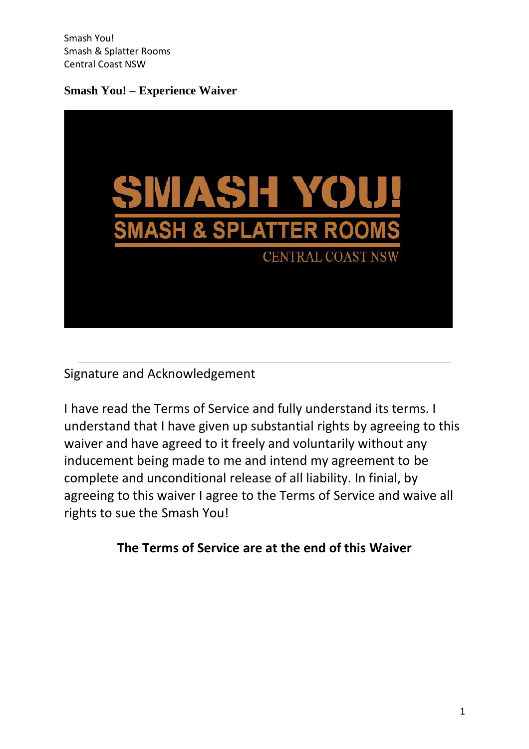Smash You!
Smash & Splatter Rooms
Central Coast NSW

**Smash You! – Experience Waiver**

Signature and Acknowledgement

I have read the Terms of Service and fully understand its terms. I understand that I have given up substantial rights by agreeing to this waiver and have agreed to it freely and voluntarily without any inducement being made to me and intend my agreement to be complete and unconditional release of all liability. In finial, by agreeing to this waiver I agree to the Terms of Service and waive all rights to sue the Smash You!

**The Terms of Service are at the end of this Waiver**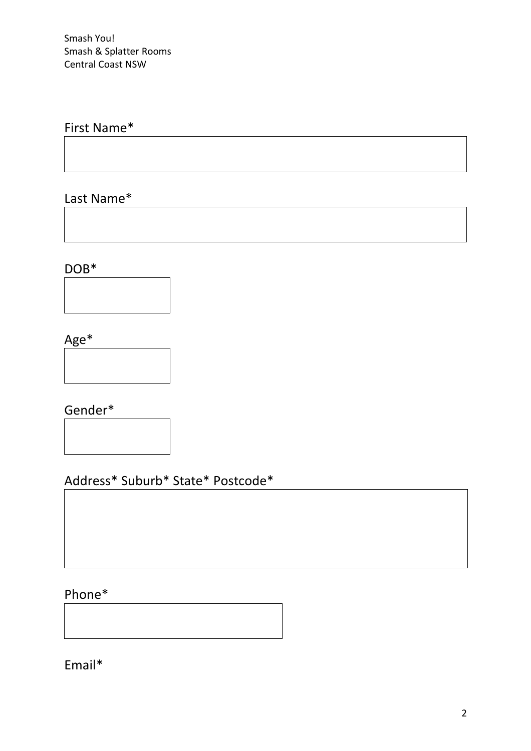Smash You!
Smash & Splatter Rooms
Central Coast NSW

First Name*

Last Name*

DOB*

Age*

Gender*

Address* Suburb* State* Postcode*

Phone*

Email*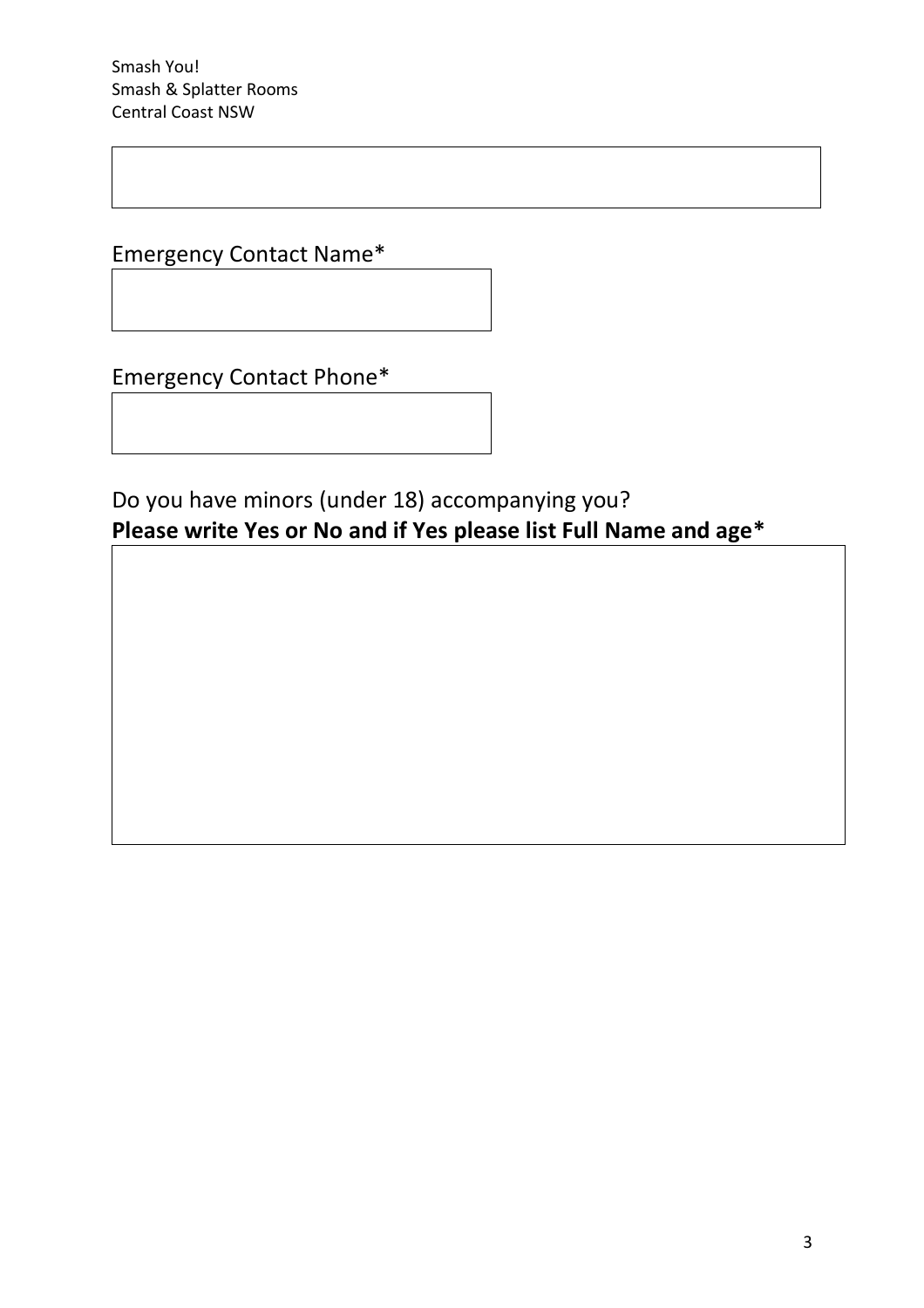Smash You!
Smash & Splatter Rooms
Central Coast NSW

Emergency Contact Name*

Emergency Contact Phone*

Do you have minors (under 18) accompanying you?
**Please write Yes or No and if Yes please list Full Name and age***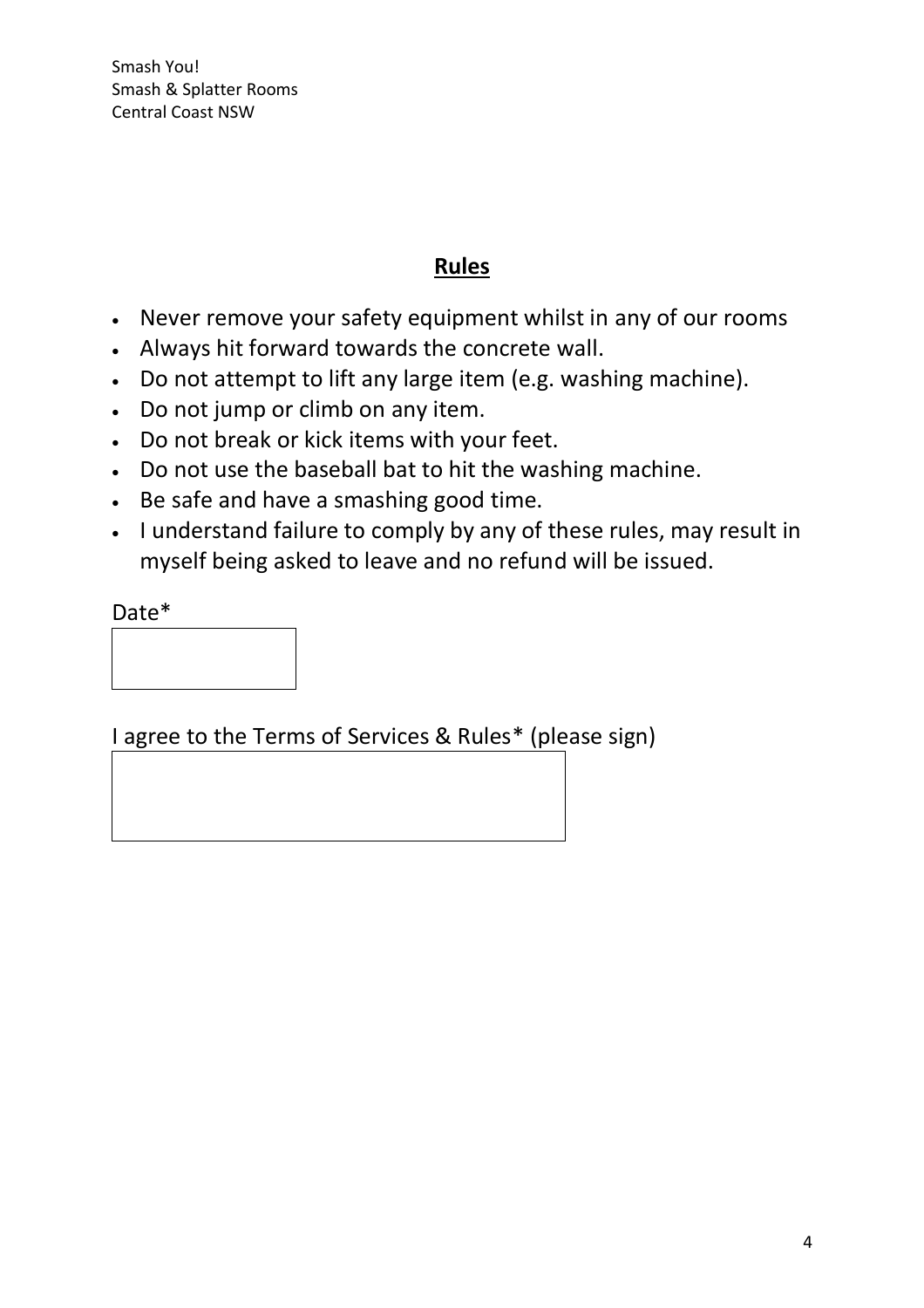Smash You!
Smash & Splatter Rooms
Central Coast NSW

## **Rules**

- Never remove your safety equipment whilst in any of our rooms
- Always hit forward towards the concrete wall.
- Do not attempt to lift any large item (e.g. washing machine).
- Do not jump or climb on any item.
- Do not break or kick items with your feet.
- Do not use the baseball bat to hit the washing machine.
- Be safe and have a smashing good time.
- I understand failure to comply by any of these rules, may result in myself being asked to leave and no refund will be issued.

Date*

I agree to the Terms of Services & Rules* (please sign)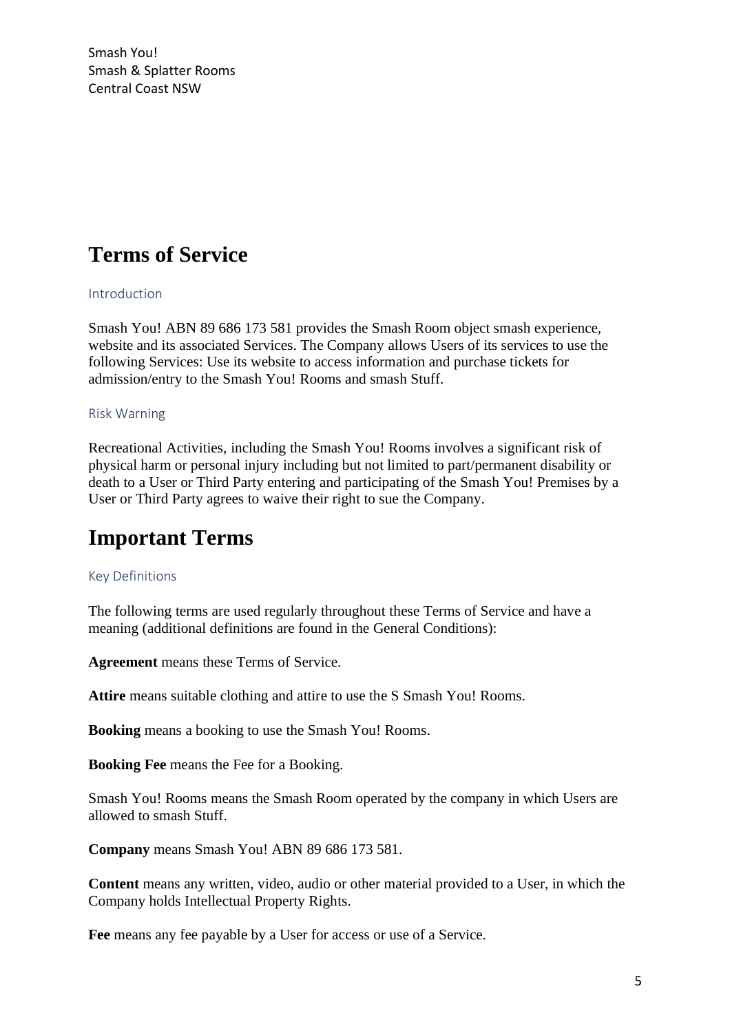Smash You!
Smash & Splatter Rooms
Central Coast NSW

# Terms of Service

### Introduction

Smash You! ABN 89 686 173 581 provides the Smash Room object smash experience, website and its associated Services. The Company allows Users of its services to use the following Services: Use its website to access information and purchase tickets for admission/entry to the Smash You! Rooms and smash Stuff.

### Risk Warning

Recreational Activities, including the Smash You! Rooms involves a significant risk of physical harm or personal injury including but not limited to part/permanent disability or death to a User or Third Party entering and participating of the Smash You! Premises by a User or Third Party agrees to waive their right to sue the Company.

# Important Terms

### Key Definitions

The following terms are used regularly throughout these Terms of Service and have a meaning (additional definitions are found in the General Conditions):

**Agreement** means these Terms of Service.

**Attire** means suitable clothing and attire to use the S Smash You! Rooms.

**Booking** means a booking to use the Smash You! Rooms.

**Booking Fee** means the Fee for a Booking.

Smash You! Rooms means the Smash Room operated by the company in which Users are allowed to smash Stuff.

**Company** means Smash You! ABN 89 686 173 581.

**Content** means any written, video, audio or other material provided to a User, in which the Company holds Intellectual Property Rights.

**Fee** means any fee payable by a User for access or use of a Service.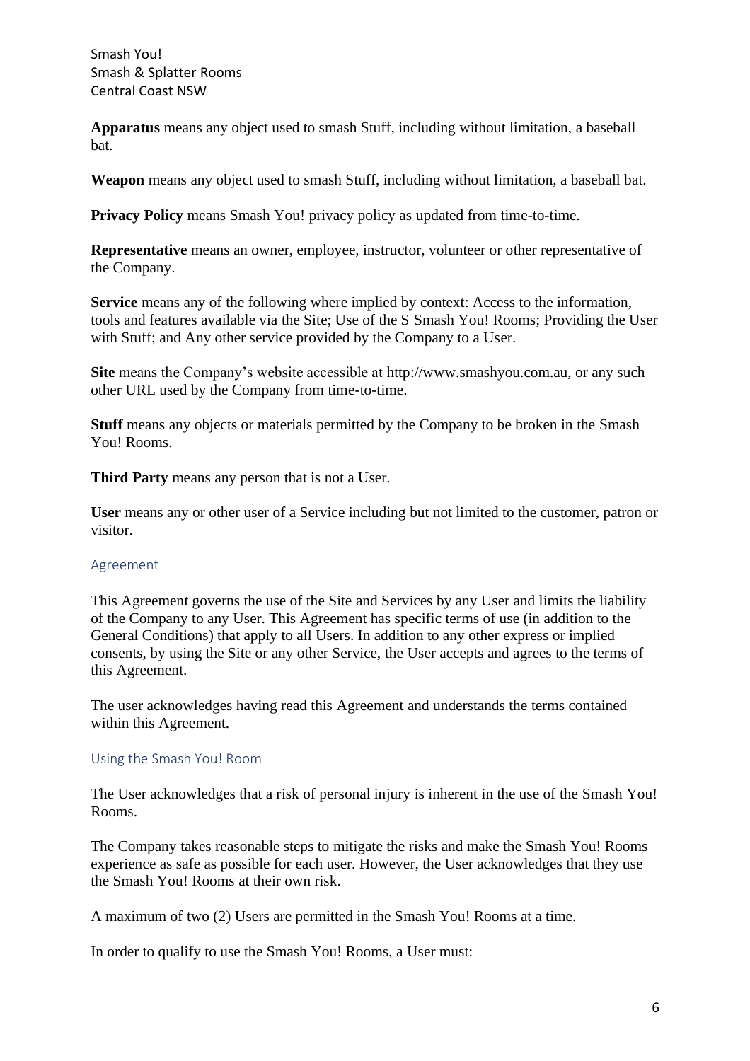**Apparatus** means any object used to smash Stuff, including without limitation, a baseball bat.

**Weapon** means any object used to smash Stuff, including without limitation, a baseball bat.

**Privacy Policy** means Smash You! privacy policy as updated from time-to-time.

**Representative** means an owner, employee, instructor, volunteer or other representative of the Company.

**Service** means any of the following where implied by context: Access to the information, tools and features available via the Site; Use of the S Smash You! Rooms; Providing the User with Stuff; and Any other service provided by the Company to a User.

**Site** means the Company's website accessible at http://www.smashyou.com.au, or any such other URL used by the Company from time-to-time.

**Stuff** means any objects or materials permitted by the Company to be broken in the Smash You! Rooms.

**Third Party** means any person that is not a User.

**User** means any or other user of a Service including but not limited to the customer, patron or visitor.

## Agreement

This Agreement governs the use of the Site and Services by any User and limits the liability of the Company to any User. This Agreement has specific terms of use (in addition to the General Conditions) that apply to all Users. In addition to any other express or implied consents, by using the Site or any other Service, the User accepts and agrees to the terms of this Agreement.

The user acknowledges having read this Agreement and understands the terms contained within this Agreement.

## Using the Smash You! Room

The User acknowledges that a risk of personal injury is inherent in the use of the Smash You! Rooms.

The Company takes reasonable steps to mitigate the risks and make the Smash You! Rooms experience as safe as possible for each user. However, the User acknowledges that they use the Smash You! Rooms at their own risk.

A maximum of two (2) Users are permitted in the Smash You! Rooms at a time.

In order to qualify to use the Smash You! Rooms, a User must: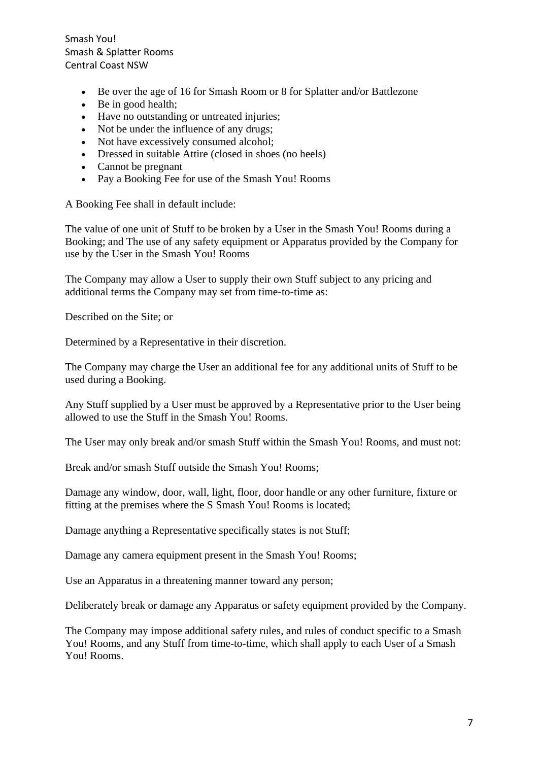- Be over the age of 16 for Smash Room or 8 for Splatter and/or Battlezone
- Be in good health;
- Have no outstanding or untreated injuries;
- Not be under the influence of any drugs;
- Not have excessively consumed alcohol;
- Dressed in suitable Attire (closed in shoes (no heels)
- Cannot be pregnant
- Pay a Booking Fee for use of the Smash You! Rooms

A Booking Fee shall in default include:

The value of one unit of Stuff to be broken by a User in the Smash You! Rooms during a Booking; and The use of any safety equipment or Apparatus provided by the Company for use by the User in the Smash You! Rooms

The Company may allow a User to supply their own Stuff subject to any pricing and additional terms the Company may set from time-to-time as:

Described on the Site; or

Determined by a Representative in their discretion.

The Company may charge the User an additional fee for any additional units of Stuff to be used during a Booking.

Any Stuff supplied by a User must be approved by a Representative prior to the User being allowed to use the Stuff in the Smash You! Rooms.

The User may only break and/or smash Stuff within the Smash You! Rooms, and must not:

Break and/or smash Stuff outside the Smash You! Rooms;

Damage any window, door, wall, light, floor, door handle or any other furniture, fixture or fitting at the premises where the S Smash You! Rooms is located;

Damage anything a Representative specifically states is not Stuff;

Damage any camera equipment present in the Smash You! Rooms;

Use an Apparatus in a threatening manner toward any person;

Deliberately break or damage any Apparatus or safety equipment provided by the Company.

The Company may impose additional safety rules, and rules of conduct specific to a Smash You! Rooms, and any Stuff from time-to-time, which shall apply to each User of a Smash You! Rooms.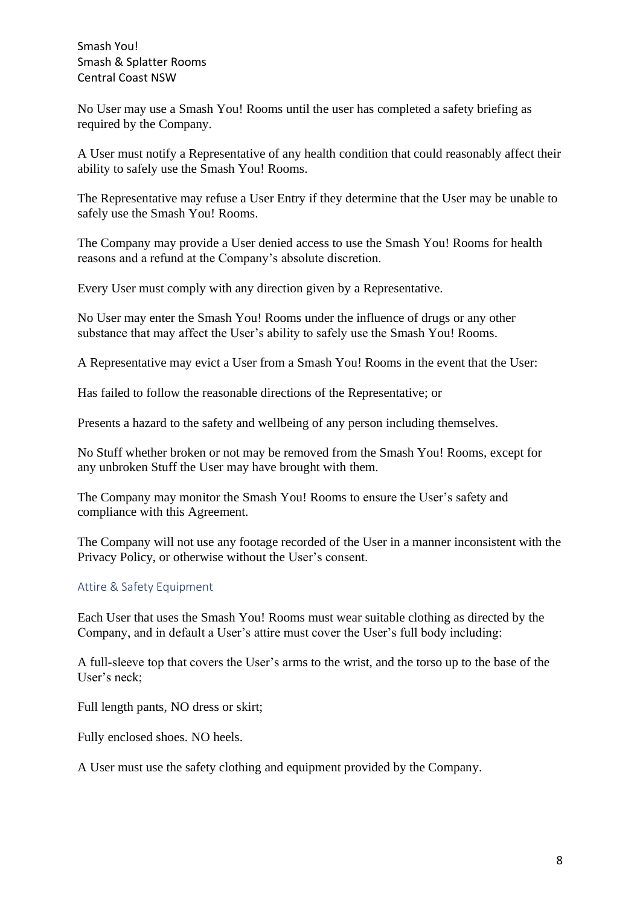No User may use a Smash You! Rooms until the user has completed a safety briefing as required by the Company.

A User must notify a Representative of any health condition that could reasonably affect their ability to safely use the Smash You! Rooms.

The Representative may refuse a User Entry if they determine that the User may be unable to safely use the Smash You! Rooms.

The Company may provide a User denied access to use the Smash You! Rooms for health reasons and a refund at the Company's absolute discretion.

Every User must comply with any direction given by a Representative.

No User may enter the Smash You! Rooms under the influence of drugs or any other substance that may affect the User's ability to safely use the Smash You! Rooms.

A Representative may evict a User from a Smash You! Rooms in the event that the User:

Has failed to follow the reasonable directions of the Representative; or

Presents a hazard to the safety and wellbeing of any person including themselves.

No Stuff whether broken or not may be removed from the Smash You! Rooms, except for any unbroken Stuff the User may have brought with them.

The Company may monitor the Smash You! Rooms to ensure the User's safety and compliance with this Agreement.

The Company will not use any footage recorded of the User in a manner inconsistent with the Privacy Policy, or otherwise without the User's consent.

## Attire & Safety Equipment

Each User that uses the Smash You! Rooms must wear suitable clothing as directed by the Company, and in default a User's attire must cover the User's full body including:

A full-sleeve top that covers the User's arms to the wrist, and the torso up to the base of the User's neck;

Full length pants, NO dress or skirt;

Fully enclosed shoes. NO heels.

A User must use the safety clothing and equipment provided by the Company.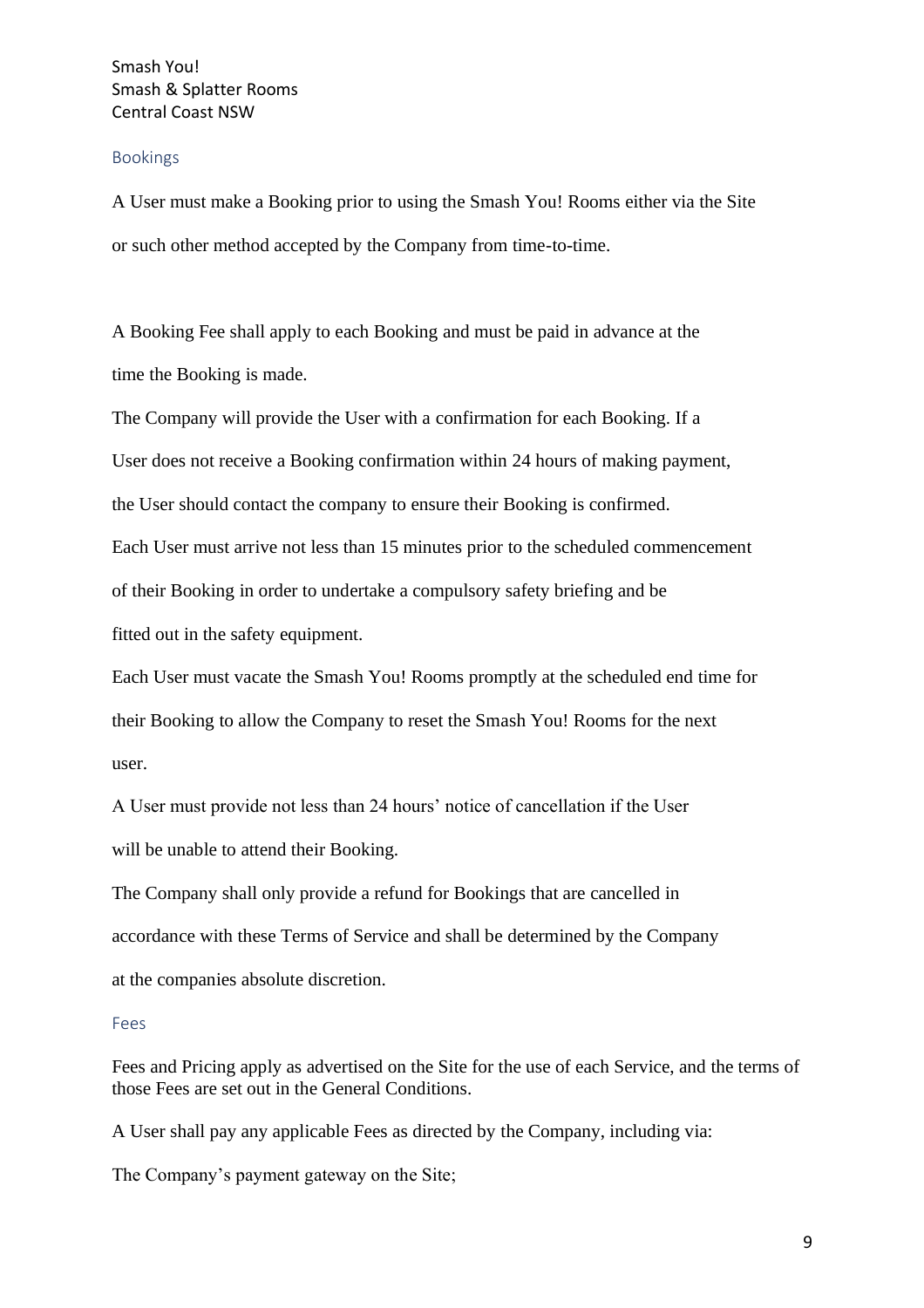## Bookings

A User must make a Booking prior to using the Smash You! Rooms either via the Site or such other method accepted by the Company from time-to-time.

A Booking Fee shall apply to each Booking and must be paid in advance at the time the Booking is made.

The Company will provide the User with a confirmation for each Booking. If a User does not receive a Booking confirmation within 24 hours of making payment, the User should contact the company to ensure their Booking is confirmed.

Each User must arrive not less than 15 minutes prior to the scheduled commencement of their Booking in order to undertake a compulsory safety briefing and be fitted out in the safety equipment.

Each User must vacate the Smash You! Rooms promptly at the scheduled end time for their Booking to allow the Company to reset the Smash You! Rooms for the next user.

A User must provide not less than 24 hours' notice of cancellation if the User will be unable to attend their Booking.

The Company shall only provide a refund for Bookings that are cancelled in accordance with these Terms of Service and shall be determined by the Company at the companies absolute discretion.

## Fees

Fees and Pricing apply as advertised on the Site for the use of each Service, and the terms of those Fees are set out in the General Conditions.

A User shall pay any applicable Fees as directed by the Company, including via:

The Company's payment gateway on the Site;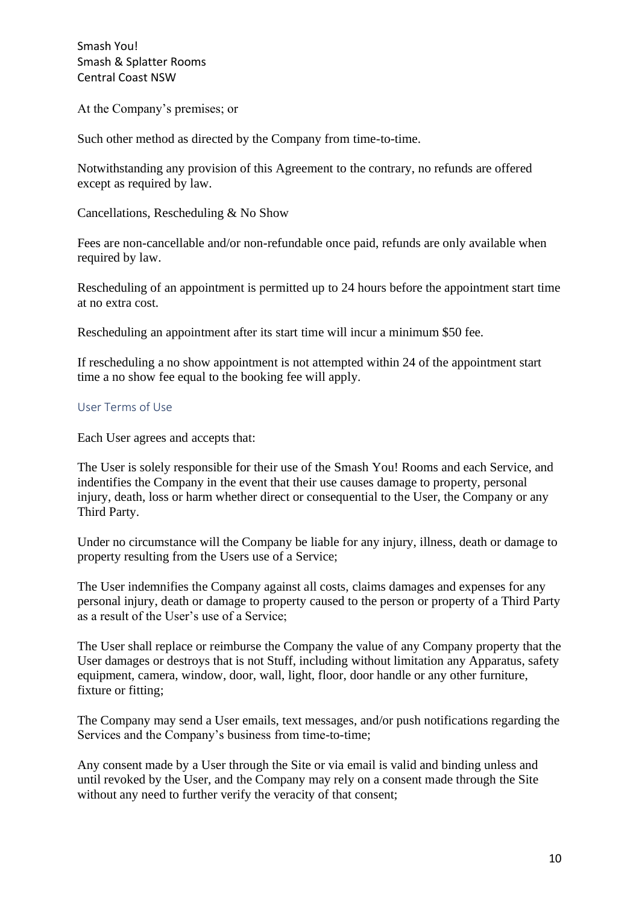At the Company's premises; or

Such other method as directed by the Company from time-to-time.

Notwithstanding any provision of this Agreement to the contrary, no refunds are offered except as required by law.

Cancellations, Rescheduling & No Show

Fees are non-cancellable and/or non-refundable once paid, refunds are only available when required by law.

Rescheduling of an appointment is permitted up to 24 hours before the appointment start time at no extra cost.

Rescheduling an appointment after its start time will incur a minimum $50 fee.

If rescheduling a no show appointment is not attempted within 24 of the appointment start time a no show fee equal to the booking fee will apply.

### User Terms of Use

Each User agrees and accepts that:

The User is solely responsible for their use of the Smash You! Rooms and each Service, and indentifies the Company in the event that their use causes damage to property, personal injury, death, loss or harm whether direct or consequential to the User, the Company or any Third Party.

Under no circumstance will the Company be liable for any injury, illness, death or damage to property resulting from the Users use of a Service;

The User indemnifies the Company against all costs, claims damages and expenses for any personal injury, death or damage to property caused to the person or property of a Third Party as a result of the User's use of a Service;

The User shall replace or reimburse the Company the value of any Company property that the User damages or destroys that is not Stuff, including without limitation any Apparatus, safety equipment, camera, window, door, wall, light, floor, door handle or any other furniture, fixture or fitting;

The Company may send a User emails, text messages, and/or push notifications regarding the Services and the Company's business from time-to-time;

Any consent made by a User through the Site or via email is valid and binding unless and until revoked by the User, and the Company may rely on a consent made through the Site without any need to further verify the veracity of that consent;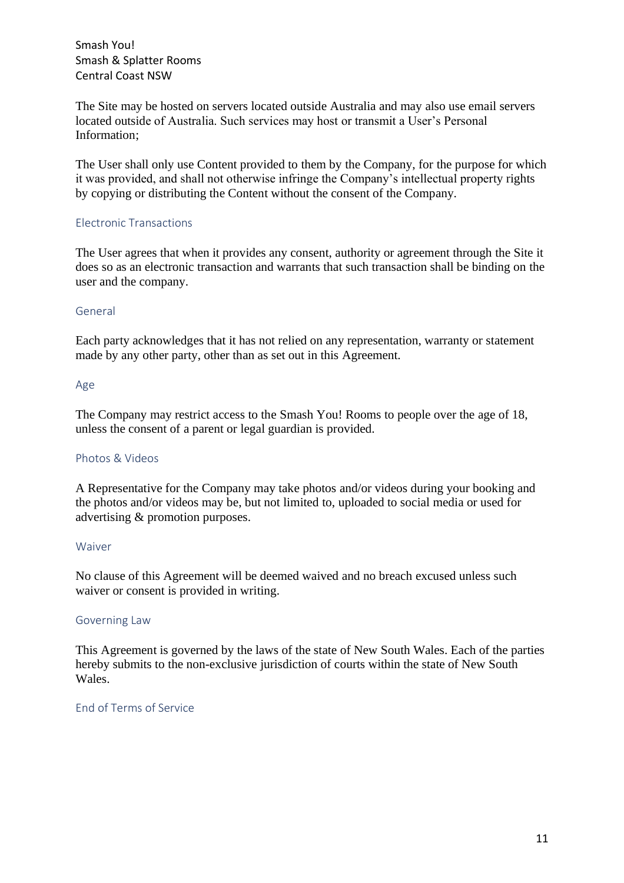The Site may be hosted on servers located outside Australia and may also use email servers located outside of Australia. Such services may host or transmit a User's Personal Information;

The User shall only use Content provided to them by the Company, for the purpose for which it was provided, and shall not otherwise infringe the Company's intellectual property rights by copying or distributing the Content without the consent of the Company.

## Electronic Transactions

The User agrees that when it provides any consent, authority or agreement through the Site it does so as an electronic transaction and warrants that such transaction shall be binding on the user and the company.

## General

Each party acknowledges that it has not relied on any representation, warranty or statement made by any other party, other than as set out in this Agreement.

## Age

The Company may restrict access to the Smash You! Rooms to people over the age of 18, unless the consent of a parent or legal guardian is provided.

## Photos & Videos

A Representative for the Company may take photos and/or videos during your booking and the photos and/or videos may be, but not limited to, uploaded to social media or used for advertising & promotion purposes.

## Waiver

No clause of this Agreement will be deemed waived and no breach excused unless such waiver or consent is provided in writing.

## Governing Law

This Agreement is governed by the laws of the state of New South Wales. Each of the parties hereby submits to the non-exclusive jurisdiction of courts within the state of New South Wales.

End of Terms of Service